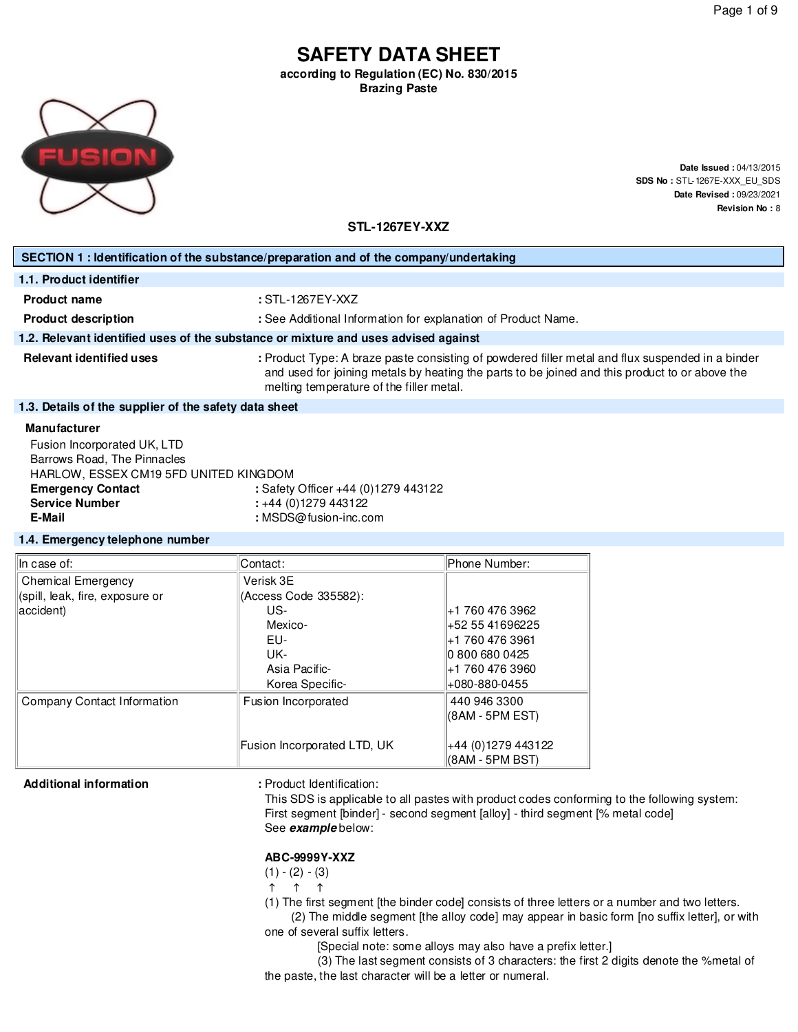# SAFETY DATA SHEET

**according to Regulation (EC) No. 830/2015**
**Brazing Paste**

**Date Issued :** 04/13/2015
**SDS No :** STL-1267E-XXX_EU_SDS
**Date Revised :** 09/23/2021
**Revision No :** 8

**STL-1267EY-XXZ**

## SECTION 1 : Identification of the substance/preparation and of the company/undertaking

### 1.1. Product identifier

**Product name** : STL-1267EY-XXZ

**Product description** : See Additional Information for explanation of Product Name.

### 1.2. Relevant identified uses of the substance or mixture and uses advised against

**Relevant identified uses** : Product Type: A braze paste consisting of powdered filler metal and flux suspended in a binder and used for joining metals by heating the parts to be joined and this product to or above the melting temperature of the filler metal.

### 1.3. Details of the supplier of the safety data sheet

**Manufacturer**
Fusion Incorporated UK, LTD
Barrows Road, The Pinnacles
HARLOW, ESSEX CM19 5FD UNITED KINGDOM

**Emergency Contact** : Safety Officer +44 (0)1279 443122
**Service Number** : +44 (0)1279 443122
**E-Mail** : MSDS@fusion-inc.com

### 1.4. Emergency telephone number

| In case of: | Contact: | Phone Number: |
|---|---|---|
| Chemical Emergency (spill, leak, fire, exposure or accident) | Verisk 3E (Access Code 335582): | |
| | US- | +1 760 476 3962 |
| | Mexico- | +52 55 41696225 |
| | EU- | +1 760 476 3961 |
| | UK- | 0 800 680 0425 |
| | Asia Pacific- | +1 760 476 3960 |
| | Korea Specific- | +080-880-0455 |
| Company Contact Information | Fusion Incorporated | 440 946 3300 (8AM - 5PM EST) |
| | Fusion Incorporated LTD, UK | +44 (0)1279 443122 (8AM - 5PM BST) |

**Additional information** : Product Identification:
This SDS is applicable to all pastes with product codes conforming to the following system:
First segment [binder] - second segment [alloy] - third segment [% metal code]
See ***example*** below:

**ABC-9999Y-XXZ**
(1) - (2) - (3)
↑ ↑ ↑

(1) The first segment [the binder code] consists of three letters or a number and two letters.
(2) The middle segment [the alloy code] may appear in basic form [no suffix letter], or with one of several suffix letters.
[Special note: some alloys may also have a prefix letter.]
(3) The last segment consists of 3 characters: the first 2 digits denote the %metal of the paste, the last character will be a letter or numeral.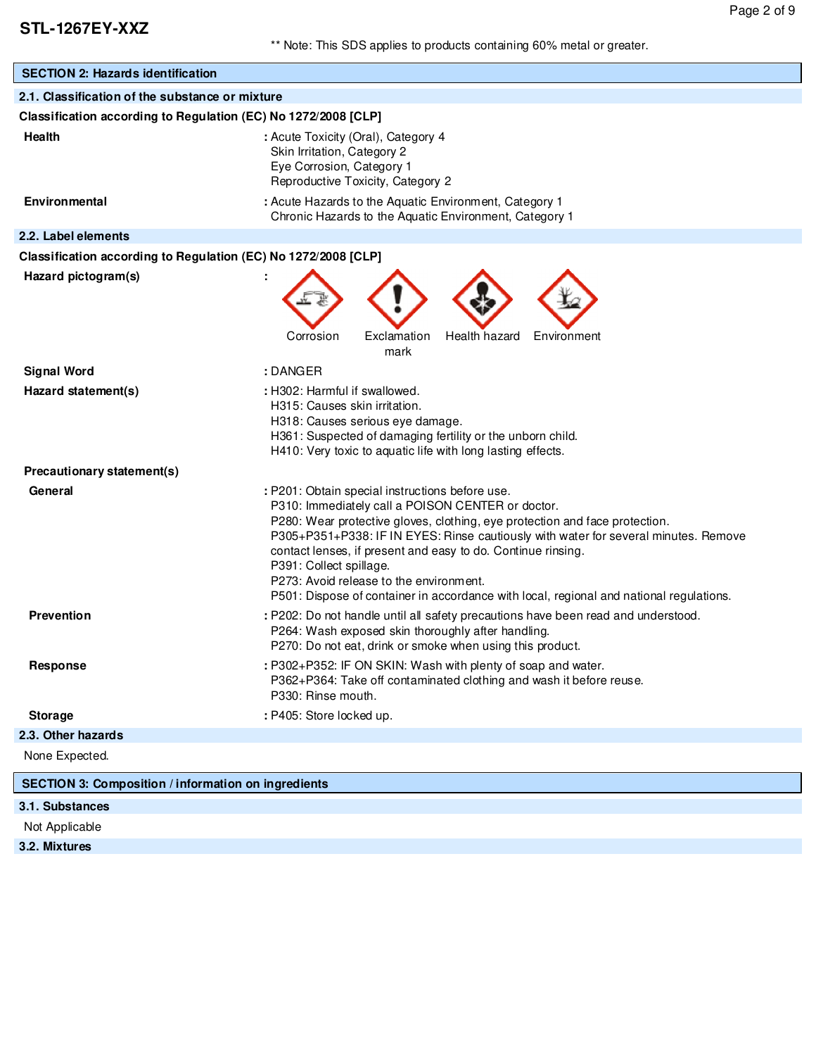**STL-1267EY-XXZ**

** Note: This SDS applies to products containing 60% metal or greater.

## SECTION 2: Hazards identification

### 2.1. Classification of the substance or mixture

**Classification according to Regulation (EC) No 1272/2008 [CLP]**

**Health** : Acute Toxicity (Oral), Category 4
Skin Irritation, Category 2
Eye Corrosion, Category 1
Reproductive Toxicity, Category 2

**Environmental** : Acute Hazards to the Aquatic Environment, Category 1
Chronic Hazards to the Aquatic Environment, Category 1

### 2.2. Label elements

**Classification according to Regulation (EC) No 1272/2008 [CLP]**

**Hazard pictogram(s)** :

Corrosion | Exclamation mark | Health hazard | Environment

**Signal Word** : DANGER

**Hazard statement(s)** : H302: Harmful if swallowed.
H315: Causes skin irritation.
H318: Causes serious eye damage.
H361: Suspected of damaging fertility or the unborn child.
H410: Very toxic to aquatic life with long lasting effects.

**Precautionary statement(s)**

**General** : P201: Obtain special instructions before use.
P310: Immediately call a POISON CENTER or doctor.
P280: Wear protective gloves, clothing, eye protection and face protection.
P305+P351+P338: IF IN EYES: Rinse cautiously with water for several minutes. Remove contact lenses, if present and easy to do. Continue rinsing.
P391: Collect spillage.
P273: Avoid release to the environment.
P501: Dispose of container in accordance with local, regional and national regulations.

**Prevention** : P202: Do not handle until all safety precautions have been read and understood.
P264: Wash exposed skin thoroughly after handling.
P270: Do not eat, drink or smoke when using this product.

**Response** : P302+P352: IF ON SKIN: Wash with plenty of soap and water.
P362+P364: Take off contaminated clothing and wash it before reuse.
P330: Rinse mouth.

**Storage** : P405: Store locked up.

### 2.3. Other hazards

None Expected.

## SECTION 3: Composition / information on ingredients

### 3.1. Substances

Not Applicable

### 3.2. Mixtures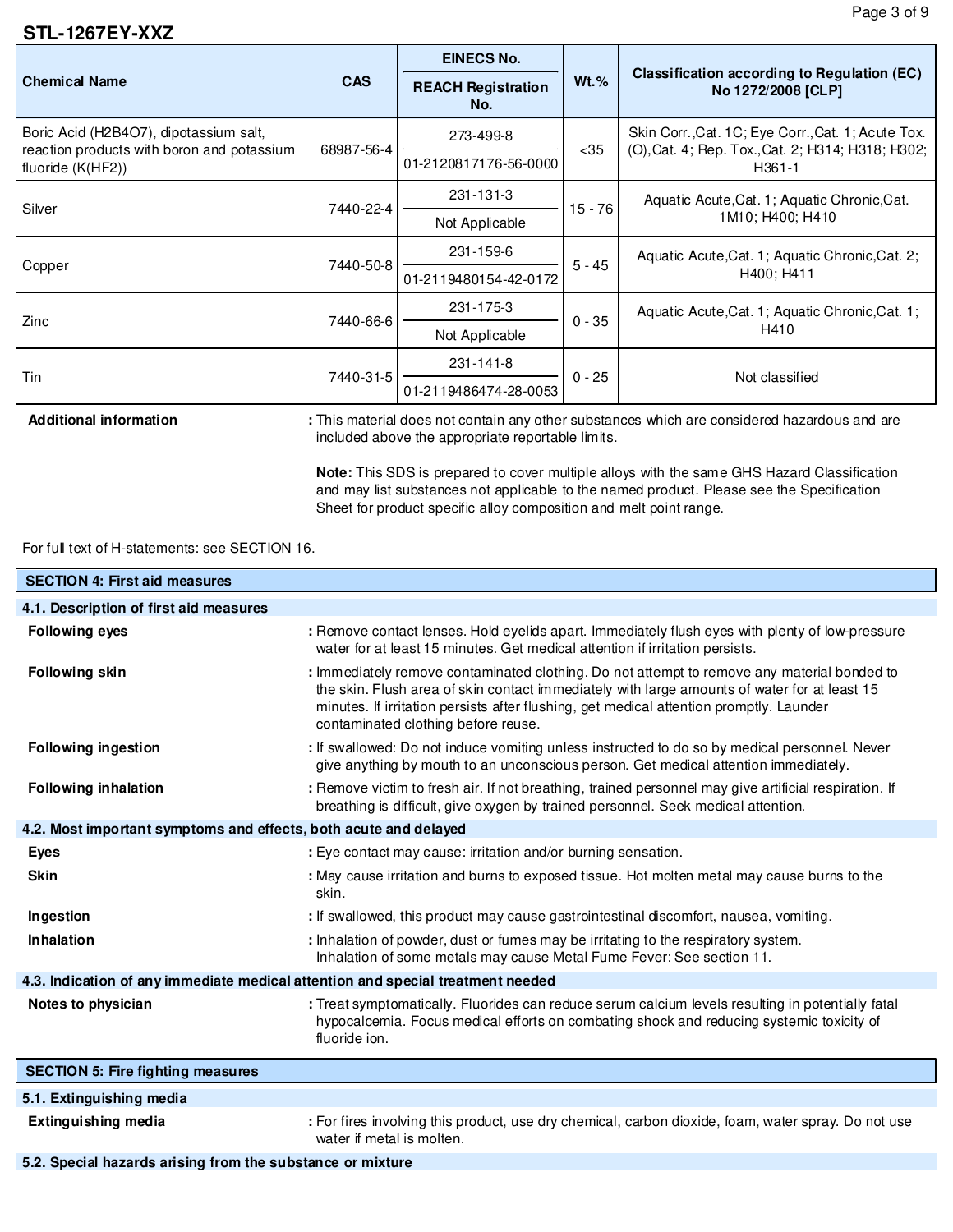STL-1267EY-XXZ

| Chemical Name | CAS | EINECS No. / REACH Registration No. | Wt.% | Classification according to Regulation (EC) No 1272/2008 [CLP] |
|---|---|---|---|---|
| Boric Acid ($H_2B_4O_7$), dipotassium salt, reaction products with boron and potassium fluoride ($K(HF_2)$) | 68987-56-4 | 273-499-8 / 01-2120817176-56-0000 | <35 | Skin Corr.,Cat. 1C; Eye Corr.,Cat. 1; Acute Tox. (O),Cat. 4; Rep. Tox.,Cat. 2; H314; H318; H302; H361-1 |
| Silver | 7440-22-4 | 231-131-3 / Not Applicable | 15 - 76 | Aquatic Acute,Cat. 1; Aquatic Chronic,Cat. 1M10; H400; H410 |
| Copper | 7440-50-8 | 231-159-6 / 01-2119480154-42-0172 | 5 - 45 | Aquatic Acute,Cat. 1; Aquatic Chronic,Cat. 2; H400; H411 |
| Zinc | 7440-66-6 | 231-175-3 / Not Applicable | 0 - 35 | Aquatic Acute,Cat. 1; Aquatic Chronic,Cat. 1; H410 |
| Tin | 7440-31-5 | 231-141-8 / 01-2119486474-28-0053 | 0 - 25 | Not classified |

**Additional information** : This material does not contain any other substances which are considered hazardous and are included above the appropriate reportable limits.

**Note:** This SDS is prepared to cover multiple alloys with the same GHS Hazard Classification and may list substances not applicable to the named product. Please see the Specification Sheet for product specific alloy composition and melt point range.

For full text of H-statements: see SECTION 16.

## SECTION 4: First aid measures

### 4.1. Description of first aid measures

**Following eyes** : Remove contact lenses. Hold eyelids apart. Immediately flush eyes with plenty of low-pressure water for at least 15 minutes. Get medical attention if irritation persists.

**Following skin** : Immediately remove contaminated clothing. Do not attempt to remove any material bonded to the skin. Flush area of skin contact immediately with large amounts of water for at least 15 minutes. If irritation persists after flushing, get medical attention promptly. Launder contaminated clothing before reuse.

**Following ingestion** : If swallowed: Do not induce vomiting unless instructed to do so by medical personnel. Never give anything by mouth to an unconscious person. Get medical attention immediately.

**Following inhalation** : Remove victim to fresh air. If not breathing, trained personnel may give artificial respiration. If breathing is difficult, give oxygen by trained personnel. Seek medical attention.

### 4.2. Most important symptoms and effects, both acute and delayed

**Eyes** : Eye contact may cause: irritation and/or burning sensation.

**Skin** : May cause irritation and burns to exposed tissue. Hot molten metal may cause burns to the skin.

**Ingestion** : If swallowed, this product may cause gastrointestinal discomfort, nausea, vomiting.

**Inhalation** : Inhalation of powder, dust or fumes may be irritating to the respiratory system. Inhalation of some metals may cause Metal Fume Fever: See section 11.

### 4.3. Indication of any immediate medical attention and special treatment needed

**Notes to physician** : Treat symptomatically. Fluorides can reduce serum calcium levels resulting in potentially fatal hypocalcemia. Focus medical efforts on combating shock and reducing systemic toxicity of fluoride ion.

## SECTION 5: Fire fighting measures

### 5.1. Extinguishing media

**Extinguishing media** : For fires involving this product, use dry chemical, carbon dioxide, foam, water spray. Do not use water if metal is molten.

### 5.2. Special hazards arising from the substance or mixture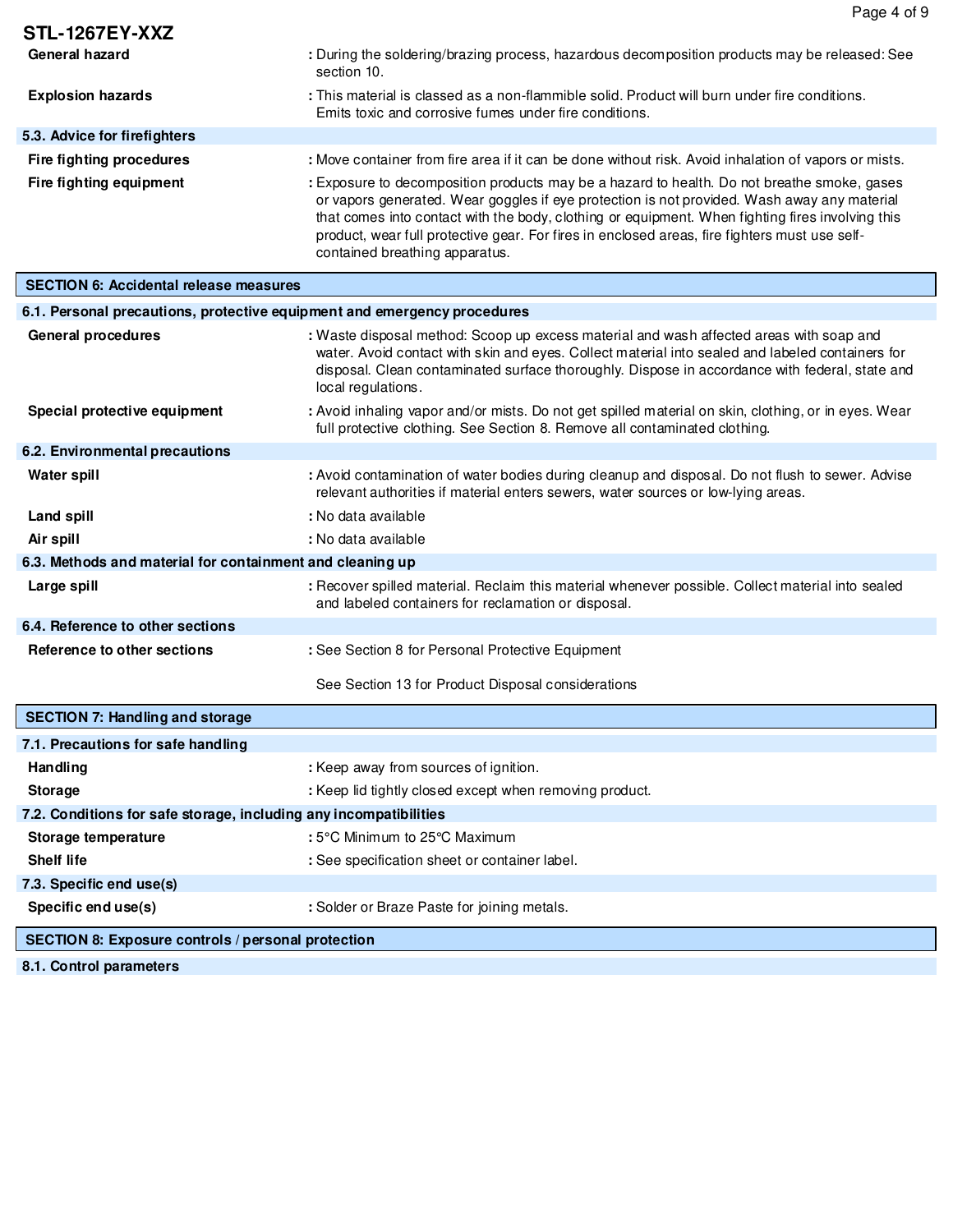| | |
|---|---|
| **General hazard** | : During the soldering/brazing process, hazardous decomposition products may be released: See section 10. |
| **Explosion hazards** | : This material is classed as a non-flammable solid. Product will burn under fire conditions. Emits toxic and corrosive fumes under fire conditions. |

### 5.3. Advice for firefighters

| | |
|---|---|
| **Fire fighting procedures** | : Move container from fire area if it can be done without risk. Avoid inhalation of vapors or mists. |
| **Fire fighting equipment** | : Exposure to decomposition products may be a hazard to health. Do not breathe smoke, gases or vapors generated. Wear goggles if eye protection is not provided. Wash away any material that comes into contact with the body, clothing or equipment. When fighting fires involving this product, wear full protective gear. For fires in enclosed areas, fire fighters must use self-contained breathing apparatus. |

## SECTION 6: Accidental release measures

### 6.1. Personal precautions, protective equipment and emergency procedures

| | |
|---|---|
| **General procedures** | : Waste disposal method: Scoop up excess material and wash affected areas with soap and water. Avoid contact with skin and eyes. Collect material into sealed and labeled containers for disposal. Clean contaminated surface thoroughly. Dispose in accordance with federal, state and local regulations. |
| **Special protective equipment** | : Avoid inhaling vapor and/or mists. Do not get spilled material on skin, clothing, or in eyes. Wear full protective clothing. See Section 8. Remove all contaminated clothing. |

### 6.2. Environmental precautions

| | |
|---|---|
| **Water spill** | : Avoid contamination of water bodies during cleanup and disposal. Do not flush to sewer. Advise relevant authorities if material enters sewers, water sources or low-lying areas. |
| **Land spill** | : No data available |
| **Air spill** | : No data available |

### 6.3. Methods and material for containment and cleaning up

| | |
|---|---|
| **Large spill** | : Recover spilled material. Reclaim this material whenever possible. Collect material into sealed and labeled containers for reclamation or disposal. |

### 6.4. Reference to other sections

| | |
|---|---|
| **Reference to other sections** | : See Section 8 for Personal Protective Equipment<br><br>See Section 13 for Product Disposal considerations |

## SECTION 7: Handling and storage

### 7.1. Precautions for safe handling

| | |
|---|---|
| **Handling** | : Keep away from sources of ignition. |
| **Storage** | : Keep lid tightly closed except when removing product. |

### 7.2. Conditions for safe storage, including any incompatibilities

| | |
|---|---|
| **Storage temperature** | : 5°C Minimum to 25°C Maximum |
| **Shelf life** | : See specification sheet or container label. |

### 7.3. Specific end use(s)

| | |
|---|---|
| **Specific end use(s)** | : Solder or Braze Paste for joining metals. |

## SECTION 8: Exposure controls / personal protection

### 8.1. Control parameters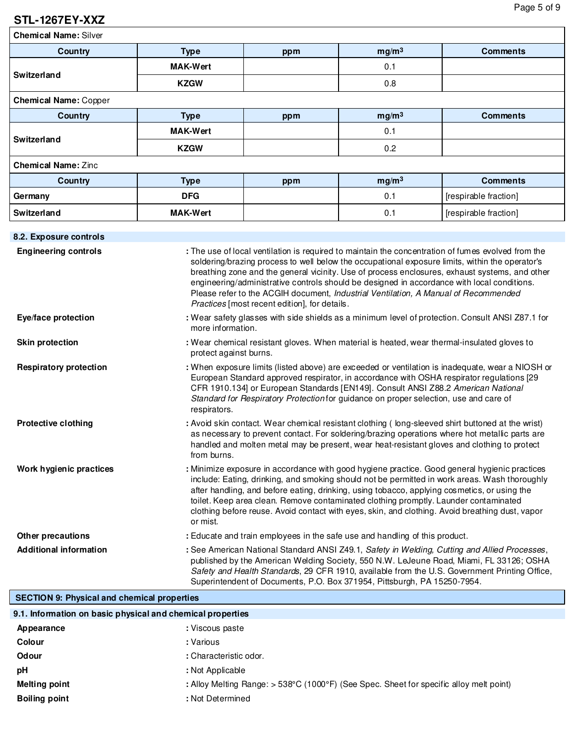**STL-1267EY-XXZ**

**Chemical Name:** Silver

| Country | Type | ppm | mg/m³ | Comments |
|---|---|---|---|---|
| Switzerland | MAK-Wert | | 0.1 | |
| | KZGW | | 0.8 | |

**Chemical Name:** Copper

| Country | Type | ppm | mg/m³ | Comments |
|---|---|---|---|---|
| Switzerland | MAK-Wert | | 0.1 | |
| | KZGW | | 0.2 | |

**Chemical Name:** Zinc

| Country | Type | ppm | mg/m³ | Comments |
|---|---|---|---|---|
| Germany | DFG | | 0.1 | [respirable fraction] |
| Switzerland | MAK-Wert | | 0.1 | [respirable fraction] |

### 8.2. Exposure controls

**Engineering controls** : The use of local ventilation is required to maintain the concentration of fumes evolved from the soldering/brazing process to well below the occupational exposure limits, within the operator's breathing zone and the general vicinity. Use of process enclosures, exhaust systems, and other engineering/administrative controls should be designed in accordance with local conditions. Please refer to the ACGIH document, *Industrial Ventilation, A Manual of Recommended Practices* [most recent edition], for details.

**Eye/face protection** : Wear safety glasses with side shields as a minimum level of protection. Consult ANSI Z87.1 for more information.

**Skin protection** : Wear chemical resistant gloves. When material is heated, wear thermal-insulated gloves to protect against burns.

**Respiratory protection** : When exposure limits (listed above) are exceeded or ventilation is inadequate, wear a NIOSH or European Standard approved respirator, in accordance with OSHA respirator regulations [29 CFR 1910.134] or European Standards [EN149]. Consult ANSI Z88.2 *American National Standard for Respiratory Protection* for guidance on proper selection, use and care of respirators.

**Protective clothing** : Avoid skin contact. Wear chemical resistant clothing ( long-sleeved shirt buttoned at the wrist) as necessary to prevent contact. For soldering/brazing operations where hot metallic parts are handled and molten metal may be present, wear heat-resistant gloves and clothing to protect from burns.

**Work hygienic practices** : Minimize exposure in accordance with good hygiene practice. Good general hygienic practices include: Eating, drinking, and smoking should not be permitted in work areas. Wash thoroughly after handling, and before eating, drinking, using tobacco, applying cosmetics, or using the toilet. Keep area clean. Remove contaminated clothing promptly. Launder contaminated clothing before reuse. Avoid contact with eyes, skin, and clothing. Avoid breathing dust, vapor or mist.

**Other precautions** : Educate and train employees in the safe use and handling of this product.

**Additional information** : See American National Standard ANSI Z49.1, *Safety in Welding, Cutting and Allied Processes*, published by the American Welding Society, 550 N.W. LeJeune Road, Miami, FL 33126; OSHA *Safety and Health Standards*, 29 CFR 1910, available from the U.S. Government Printing Office, Superintendent of Documents, P.O. Box 371954, Pittsburgh, PA 15250-7954.

## SECTION 9: Physical and chemical properties

### 9.1. Information on basic physical and chemical properties

**Appearance** : Viscous paste

**Colour** : Various

**Odour** : Characteristic odor.

**pH** : Not Applicable

**Melting point** : Alloy Melting Range: > 538°C (1000°F) (See Spec. Sheet for specific alloy melt point)

**Boiling point** : Not Determined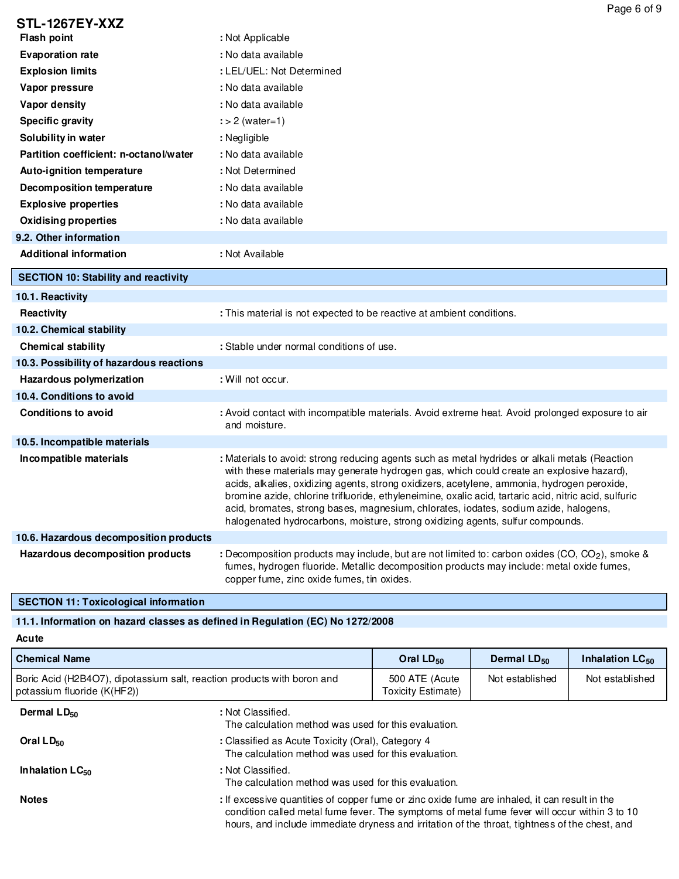**STL-1267EY-XXZ**

| | |
|---|---|
| **Flash point** | : Not Applicable |
| **Evaporation rate** | : No data available |
| **Explosion limits** | : LEL/UEL: Not Determined |
| **Vapor pressure** | : No data available |
| **Vapor density** | : No data available |
| **Specific gravity** | : > 2 (water=1) |
| **Solubility in water** | : Negligible |
| **Partition coefficient: n-octanol/water** | : No data available |
| **Auto-ignition temperature** | : Not Determined |
| **Decomposition temperature** | : No data available |
| **Explosive properties** | : No data available |
| **Oxidising properties** | : No data available |

### 9.2. Other information

**Additional information** : Not Available

## SECTION 10: Stability and reactivity

### 10.1. Reactivity

**Reactivity** : This material is not expected to be reactive at ambient conditions.

### 10.2. Chemical stability

**Chemical stability** : Stable under normal conditions of use.

### 10.3. Possibility of hazardous reactions

**Hazardous polymerization** : Will not occur.

### 10.4. Conditions to avoid

**Conditions to avoid** : Avoid contact with incompatible materials. Avoid extreme heat. Avoid prolonged exposure to air and moisture.

### 10.5. Incompatible materials

**Incompatible materials** : Materials to avoid: strong reducing agents such as metal hydrides or alkali metals (Reaction with these materials may generate hydrogen gas, which could create an explosive hazard), acids, alkalies, oxidizing agents, strong oxidizers, acetylene, ammonia, hydrogen peroxide, bromine azide, chlorine trifluoride, ethyleneimine, oxalic acid, tartaric acid, nitric acid, sulfuric acid, bromates, strong bases, magnesium, chlorates, iodates, sodium azide, halogens, halogenated hydrocarbons, moisture, strong oxidizing agents, sulfur compounds.

### 10.6. Hazardous decomposition products

**Hazardous decomposition products** : Decomposition products may include, but are not limited to: carbon oxides (CO, $CO_2$), smoke & fumes, hydrogen fluoride. Metallic decomposition products may include: metal oxide fumes, copper fume, zinc oxide fumes, tin oxides.

## SECTION 11: Toxicological information

### 11.1. Information on hazard classes as defined in Regulation (EC) No 1272/2008

**Acute**

| Chemical Name | Oral $LD_{50}$ | Dermal $LD_{50}$ | Inhalation $LC_{50}$ |
|---|---|---|---|
| Boric Acid (H2B4O7), dipotassium salt, reaction products with boron and potassium fluoride (K(HF2)) | 500 ATE (Acute Toxicity Estimate) | Not established | Not established |

**Dermal $LD_{50}$** : Not Classified.
The calculation method was used for this evaluation.

**Oral $LD_{50}$** : Classified as Acute Toxicity (Oral), Category 4
The calculation method was used for this evaluation.

**Inhalation $LC_{50}$** : Not Classified.
The calculation method was used for this evaluation.

**Notes** : If excessive quantities of copper fume or zinc oxide fume are inhaled, it can result in the condition called metal fume fever. The symptoms of metal fume fever will occur within 3 to 10 hours, and include immediate dryness and irritation of the throat, tightness of the chest, and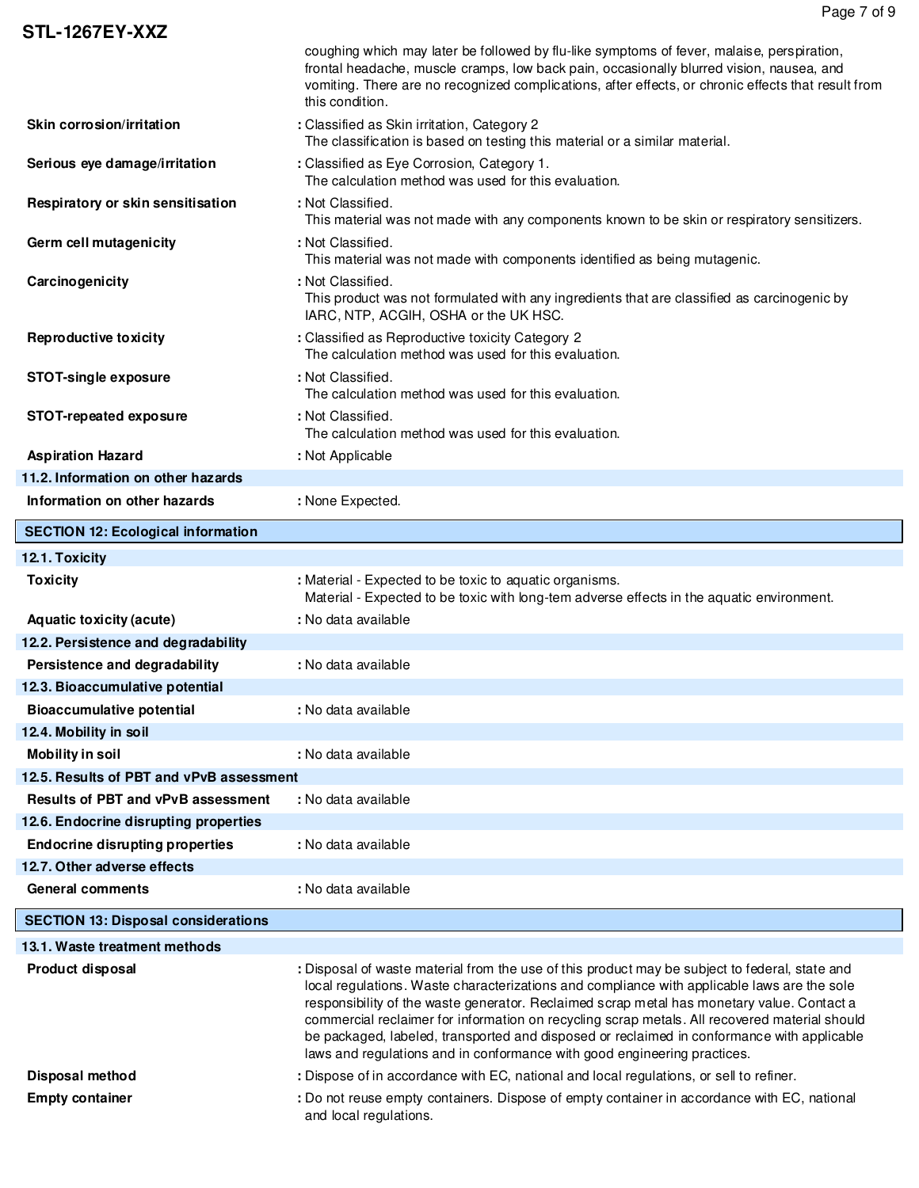coughing which may later be followed by flu-like symptoms of fever, malaise, perspiration, frontal headache, muscle cramps, low back pain, occasionally blurred vision, nausea, and vomiting. There are no recognized complications, after effects, or chronic effects that result from this condition.

**Skin corrosion/irritation** : Classified as Skin irritation, Category 2
The classification is based on testing this material or a similar material.

**Serious eye damage/irritation** : Classified as Eye Corrosion, Category 1.
The calculation method was used for this evaluation.

**Respiratory or skin sensitisation** : Not Classified.
This material was not made with any components known to be skin or respiratory sensitizers.

**Germ cell mutagenicity** : Not Classified.
This material was not made with components identified as being mutagenic.

**Carcinogenicity** : Not Classified.
This product was not formulated with any ingredients that are classified as carcinogenic by IARC, NTP, ACGIH, OSHA or the UK HSC.

**Reproductive toxicity** : Classified as Reproductive toxicity Category 2
The calculation method was used for this evaluation.

**STOT-single exposure** : Not Classified.
The calculation method was used for this evaluation.

**STOT-repeated exposure** : Not Classified.
The calculation method was used for this evaluation.

**Aspiration Hazard** : Not Applicable

### 11.2. Information on other hazards

**Information on other hazards** : None Expected.

## SECTION 12: Ecological information

### 12.1. Toxicity

**Toxicity** : Material - Expected to be toxic to aquatic organisms.
Material - Expected to be toxic with long-tem adverse effects in the aquatic environment.

**Aquatic toxicity (acute)** : No data available

### 12.2. Persistence and degradability

**Persistence and degradability** : No data available

### 12.3. Bioaccumulative potential

**Bioaccumulative potential** : No data available

### 12.4. Mobility in soil

**Mobility in soil** : No data available

### 12.5. Results of PBT and vPvB assessment

**Results of PBT and vPvB assessment** : No data available

### 12.6. Endocrine disrupting properties

**Endocrine disrupting properties** : No data available

### 12.7. Other adverse effects

**General comments** : No data available

## SECTION 13: Disposal considerations

### 13.1. Waste treatment methods

**Product disposal** : Disposal of waste material from the use of this product may be subject to federal, state and local regulations. Waste characterizations and compliance with applicable laws are the sole responsibility of the waste generator. Reclaimed scrap metal has monetary value. Contact a commercial reclaimer for information on recycling scrap metals. All recovered material should be packaged, labeled, transported and disposed or reclaimed in conformance with applicable laws and regulations and in conformance with good engineering practices.

**Disposal method** : Dispose of in accordance with EC, national and local regulations, or sell to refiner.

**Empty container** : Do not reuse empty containers. Dispose of empty container in accordance with EC, national and local regulations.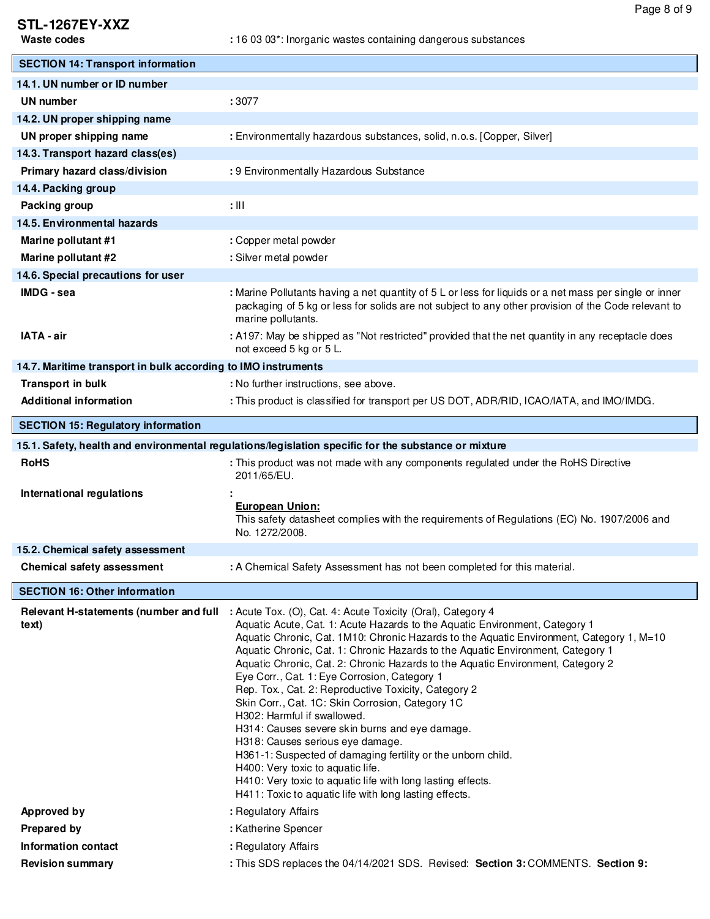**Waste codes** : 16 03 03*: Inorganic wastes containing dangerous substances

## SECTION 14: Transport information

### 14.1. UN number or ID number

**UN number** : 3077

### 14.2. UN proper shipping name

**UN proper shipping name** : Environmentally hazardous substances, solid, n.o.s. [Copper, Silver]

### 14.3. Transport hazard class(es)

**Primary hazard class/division** : 9 Environmentally Hazardous Substance

### 14.4. Packing group

**Packing group** : III

### 14.5. Environmental hazards

**Marine pollutant #1** : Copper metal powder

**Marine pollutant #2** : Silver metal powder

### 14.6. Special precautions for user

**IMDG - sea** : Marine Pollutants having a net quantity of 5 L or less for liquids or a net mass per single or inner packaging of 5 kg or less for solids are not subject to any other provision of the Code relevant to marine pollutants.

**IATA - air** : A197: May be shipped as "Not restricted" provided that the net quantity in any receptacle does not exceed 5 kg or 5 L.

### 14.7. Maritime transport in bulk according to IMO instruments

**Transport in bulk** : No further instructions, see above.

**Additional information** : This product is classified for transport per US DOT, ADR/RID, ICAO/IATA, and IMO/IMDG.

## SECTION 15: Regulatory information

### 15.1. Safety, health and environmental regulations/legislation specific for the substance or mixture

**RoHS** : This product was not made with any components regulated under the RoHS Directive 2011/65/EU.

**International regulations** :

<u>**European Union:**</u>
This safety datasheet complies with the requirements of Regulations (EC) No. 1907/2006 and No. 1272/2008.

### 15.2. Chemical safety assessment

**Chemical safety assessment** : A Chemical Safety Assessment has not been completed for this material.

## SECTION 16: Other information

**Relevant H-statements (number and full text)** :
Acute Tox. (O), Cat. 4: Acute Toxicity (Oral), Category 4
Aquatic Acute, Cat. 1: Acute Hazards to the Aquatic Environment, Category 1
Aquatic Chronic, Cat. 1M10: Chronic Hazards to the Aquatic Environment, Category 1, M=10
Aquatic Chronic, Cat. 1: Chronic Hazards to the Aquatic Environment, Category 1
Aquatic Chronic, Cat. 2: Chronic Hazards to the Aquatic Environment, Category 2
Eye Corr., Cat. 1: Eye Corrosion, Category 1
Rep. Tox., Cat. 2: Reproductive Toxicity, Category 2
Skin Corr., Cat. 1C: Skin Corrosion, Category 1C
H302: Harmful if swallowed.
H314: Causes severe skin burns and eye damage.
H318: Causes serious eye damage.
H361-1: Suspected of damaging fertility or the unborn child.
H400: Very toxic to aquatic life.
H410: Very toxic to aquatic life with long lasting effects.
H411: Toxic to aquatic life with long lasting effects.

**Approved by** : Regulatory Affairs

**Prepared by** : Katherine Spencer

**Information contact** : Regulatory Affairs

**Revision summary** : This SDS replaces the 04/14/2021 SDS. Revised: **Section 3:** COMMENTS. **Section 9:**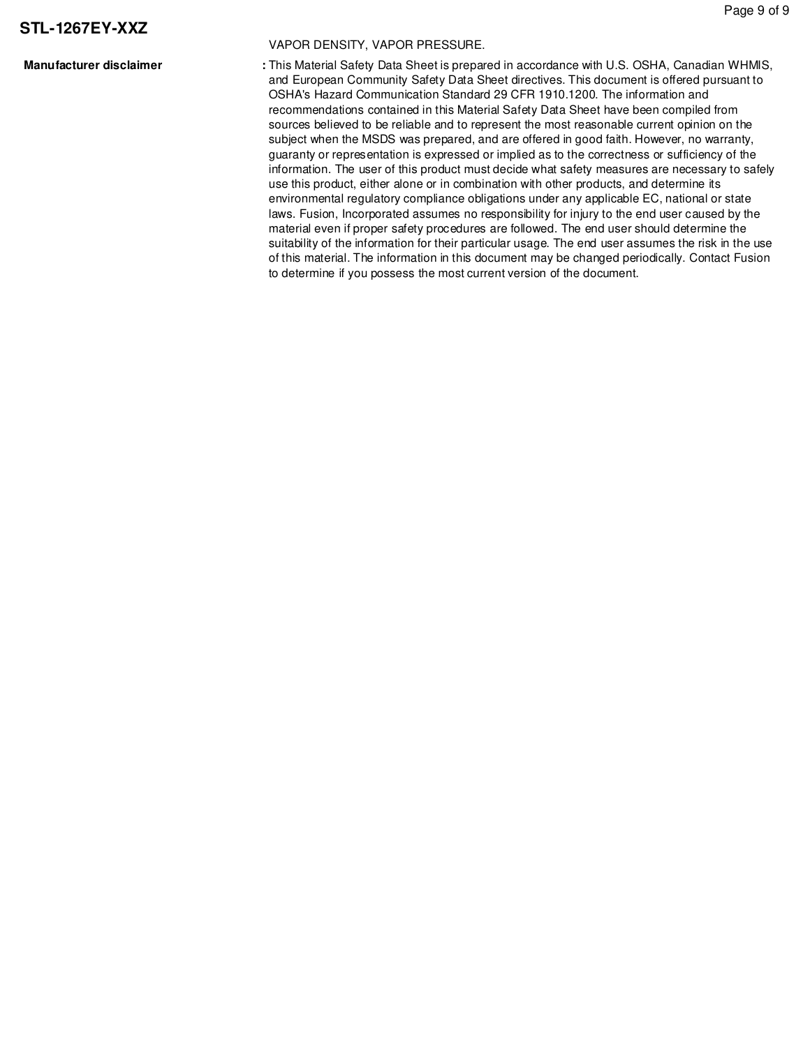VAPOR DENSITY, VAPOR PRESSURE.

**Manufacturer disclaimer** : This Material Safety Data Sheet is prepared in accordance with U.S. OSHA, Canadian WHMIS, and European Community Safety Data Sheet directives. This document is offered pursuant to OSHA's Hazard Communication Standard 29 CFR 1910.1200. The information and recommendations contained in this Material Safety Data Sheet have been compiled from sources believed to be reliable and to represent the most reasonable current opinion on the subject when the MSDS was prepared, and are offered in good faith. However, no warranty, guaranty or representation is expressed or implied as to the correctness or sufficiency of the information. The user of this product must decide what safety measures are necessary to safely use this product, either alone or in combination with other products, and determine its environmental regulatory compliance obligations under any applicable EC, national or state laws. Fusion, Incorporated assumes no responsibility for injury to the end user caused by the material even if proper safety procedures are followed. The end user should determine the suitability of the information for their particular usage. The end user assumes the risk in the use of this material. The information in this document may be changed periodically. Contact Fusion to determine if you possess the most current version of the document.